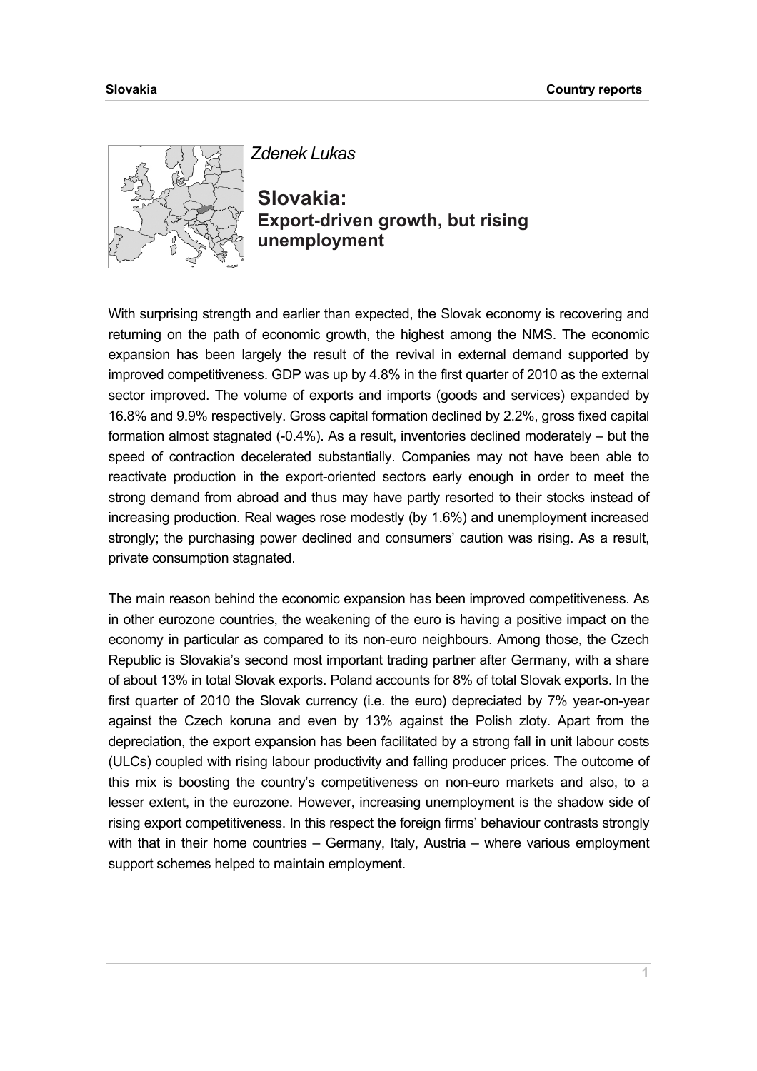*Zdenek Lukas*

# Slovakia: Export-driven growth, but rising unemployment

With surprising strength and earlier than expected, the Slovak economy is recovering and returning on the path of economic growth, the highest among the NMS. The economic expansion has been largely the result of the revival in external demand supported by improved competitiveness. GDP was up by 4.8% in the first quarter of 2010 as the external sector improved. The volume of exports and imports (goods and services) expanded by 16.8% and 9.9% respectively. Gross capital formation declined by 2.2%, gross fixed capital formation almost stagnated (-0.4%). As a result, inventories declined moderately – but the speed of contraction decelerated substantially. Companies may not have been able to reactivate production in the export-oriented sectors early enough in order to meet the strong demand from abroad and thus may have partly resorted to their stocks instead of increasing production. Real wages rose modestly (by 1.6%) and unemployment increased strongly; the purchasing power declined and consumers' caution was rising. As a result, private consumption stagnated.

The main reason behind the economic expansion has been improved competitiveness. As in other eurozone countries, the weakening of the euro is having a positive impact on the economy in particular as compared to its non-euro neighbours. Among those, the Czech Republic is Slovakia's second most important trading partner after Germany, with a share of about 13% in total Slovak exports. Poland accounts for 8% of total Slovak exports. In the first quarter of 2010 the Slovak currency (i.e. the euro) depreciated by 7% year-on-year against the Czech koruna and even by 13% against the Polish zloty. Apart from the depreciation, the export expansion has been facilitated by a strong fall in unit labour costs (ULCs) coupled with rising labour productivity and falling producer prices. The outcome of this mix is boosting the country's competitiveness on non-euro markets and also, to a lesser extent, in the eurozone. However, increasing unemployment is the shadow side of rising export competitiveness. In this respect the foreign firms' behaviour contrasts strongly with that in their home countries – Germany, Italy, Austria – where various employment support schemes helped to maintain employment.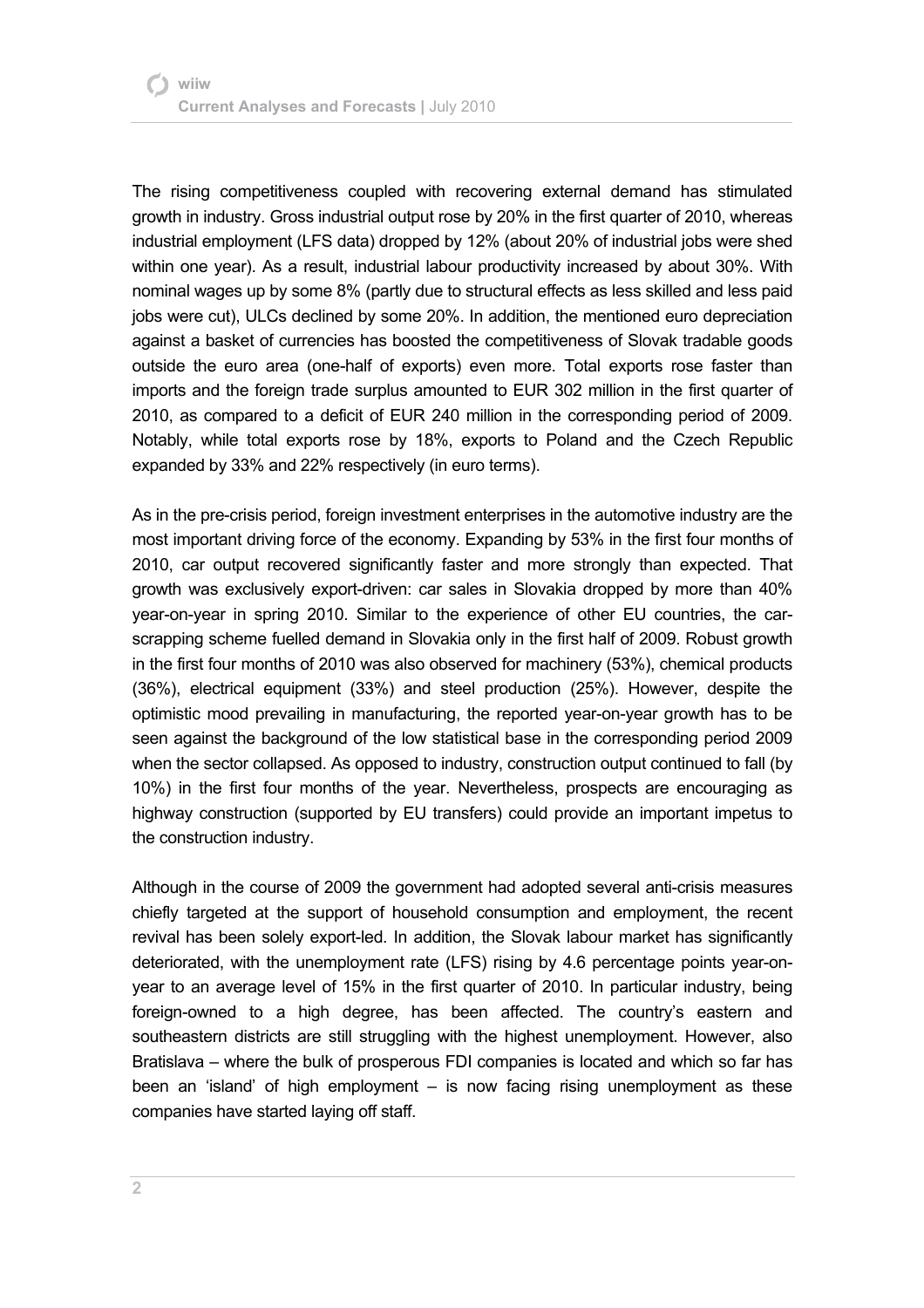The rising competitiveness coupled with recovering external demand has stimulated growth in industry. Gross industrial output rose by 20% in the first quarter of 2010, whereas industrial employment (LFS data) dropped by 12% (about 20% of industrial jobs were shed within one year). As a result, industrial labour productivity increased by about 30%. With nominal wages up by some 8% (partly due to structural effects as less skilled and less paid jobs were cut), ULCs declined by some 20%. In addition, the mentioned euro depreciation against a basket of currencies has boosted the competitiveness of Slovak tradable goods outside the euro area (one-half of exports) even more. Total exports rose faster than imports and the foreign trade surplus amounted to EUR 302 million in the first quarter of 2010, as compared to a deficit of EUR 240 million in the corresponding period of 2009. Notably, while total exports rose by 18%, exports to Poland and the Czech Republic expanded by 33% and 22% respectively (in euro terms).

As in the pre-crisis period, foreign investment enterprises in the automotive industry are the most important driving force of the economy. Expanding by 53% in the first four months of 2010, car output recovered significantly faster and more strongly than expected. That growth was exclusively export-driven: car sales in Slovakia dropped by more than 40% year-on-year in spring 2010. Similar to the experience of other EU countries, the car-scrapping scheme fuelled demand in Slovakia only in the first half of 2009. Robust growth in the first four months of 2010 was also observed for machinery (53%), chemical products (36%), electrical equipment (33%) and steel production (25%). However, despite the optimistic mood prevailing in manufacturing, the reported year-on-year growth has to be seen against the background of the low statistical base in the corresponding period 2009 when the sector collapsed. As opposed to industry, construction output continued to fall (by 10%) in the first four months of the year. Nevertheless, prospects are encouraging as highway construction (supported by EU transfers) could provide an important impetus to the construction industry.

Although in the course of 2009 the government had adopted several anti-crisis measures chiefly targeted at the support of household consumption and employment, the recent revival has been solely export-led. In addition, the Slovak labour market has significantly deteriorated, with the unemployment rate (LFS) rising by 4.6 percentage points year-on-year to an average level of 15% in the first quarter of 2010. In particular industry, being foreign-owned to a high degree, has been affected. The country's eastern and southeastern districts are still struggling with the highest unemployment. However, also Bratislava – where the bulk of prosperous FDI companies is located and which so far has been an 'island' of high employment – is now facing rising unemployment as these companies have started laying off staff.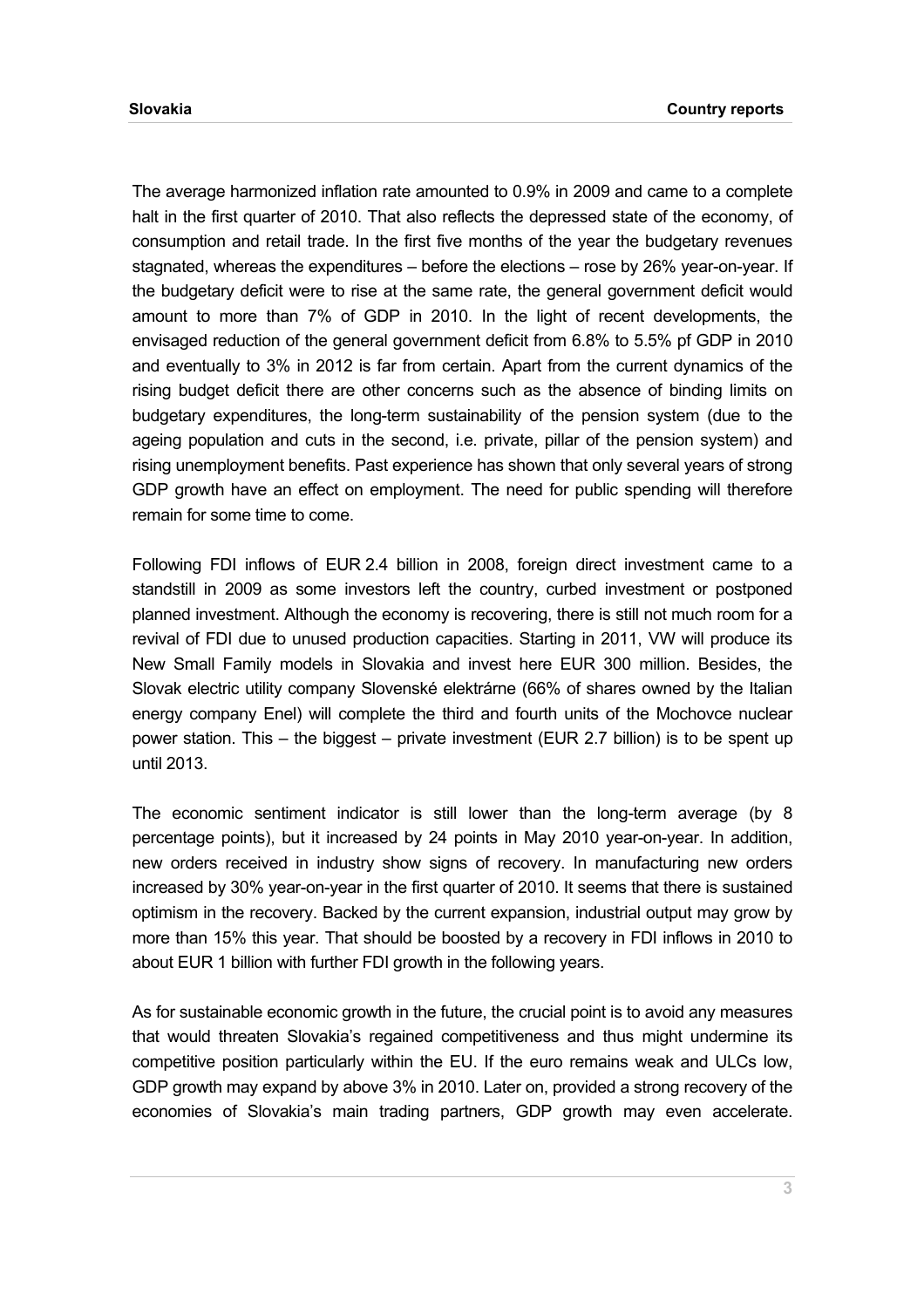The average harmonized inflation rate amounted to 0.9% in 2009 and came to a complete halt in the first quarter of 2010. That also reflects the depressed state of the economy, of consumption and retail trade. In the first five months of the year the budgetary revenues stagnated, whereas the expenditures – before the elections – rose by 26% year-on-year. If the budgetary deficit were to rise at the same rate, the general government deficit would amount to more than 7% of GDP in 2010. In the light of recent developments, the envisaged reduction of the general government deficit from 6.8% to 5.5% pf GDP in 2010 and eventually to 3% in 2012 is far from certain. Apart from the current dynamics of the rising budget deficit there are other concerns such as the absence of binding limits on budgetary expenditures, the long-term sustainability of the pension system (due to the ageing population and cuts in the second, i.e. private, pillar of the pension system) and rising unemployment benefits. Past experience has shown that only several years of strong GDP growth have an effect on employment. The need for public spending will therefore remain for some time to come.

Following FDI inflows of EUR 2.4 billion in 2008, foreign direct investment came to a standstill in 2009 as some investors left the country, curbed investment or postponed planned investment. Although the economy is recovering, there is still not much room for a revival of FDI due to unused production capacities. Starting in 2011, VW will produce its New Small Family models in Slovakia and invest here EUR 300 million. Besides, the Slovak electric utility company Slovenské elektrárne (66% of shares owned by the Italian energy company Enel) will complete the third and fourth units of the Mochovce nuclear power station. This – the biggest – private investment (EUR 2.7 billion) is to be spent up until 2013.

The economic sentiment indicator is still lower than the long-term average (by 8 percentage points), but it increased by 24 points in May 2010 year-on-year. In addition, new orders received in industry show signs of recovery. In manufacturing new orders increased by 30% year-on-year in the first quarter of 2010. It seems that there is sustained optimism in the recovery. Backed by the current expansion, industrial output may grow by more than 15% this year. That should be boosted by a recovery in FDI inflows in 2010 to about EUR 1 billion with further FDI growth in the following years.

As for sustainable economic growth in the future, the crucial point is to avoid any measures that would threaten Slovakia's regained competitiveness and thus might undermine its competitive position particularly within the EU. If the euro remains weak and ULCs low, GDP growth may expand by above 3% in 2010. Later on, provided a strong recovery of the economies of Slovakia's main trading partners, GDP growth may even accelerate.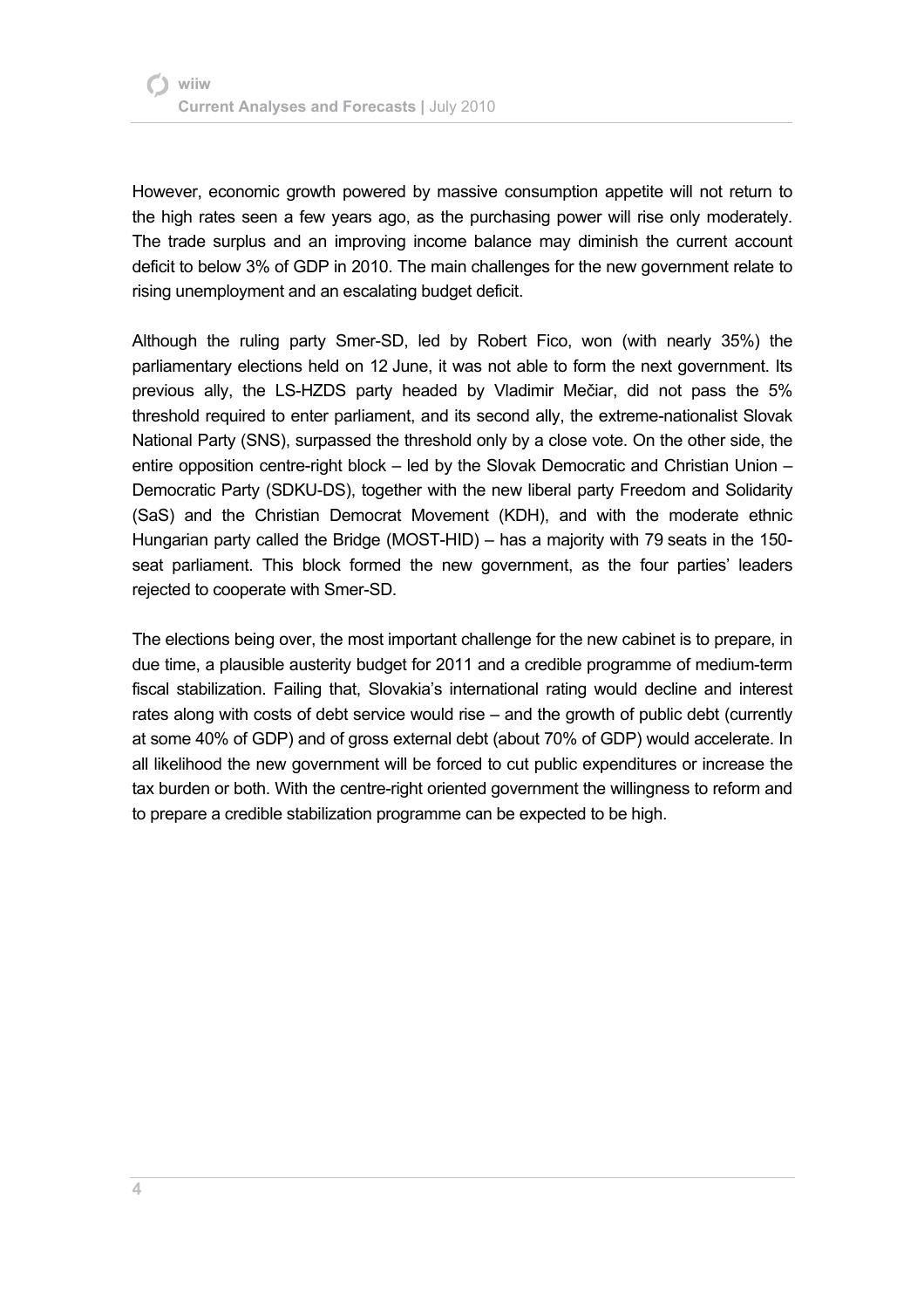However, economic growth powered by massive consumption appetite will not return to the high rates seen a few years ago, as the purchasing power will rise only moderately. The trade surplus and an improving income balance may diminish the current account deficit to below 3% of GDP in 2010. The main challenges for the new government relate to rising unemployment and an escalating budget deficit.

Although the ruling party Smer-SD, led by Robert Fico, won (with nearly 35%) the parliamentary elections held on 12 June, it was not able to form the next government. Its previous ally, the LS-HZDS party headed by Vladimir Mečiar, did not pass the 5% threshold required to enter parliament, and its second ally, the extreme-nationalist Slovak National Party (SNS), surpassed the threshold only by a close vote. On the other side, the entire opposition centre-right block – led by the Slovak Democratic and Christian Union – Democratic Party (SDKU-DS), together with the new liberal party Freedom and Solidarity (SaS) and the Christian Democrat Movement (KDH), and with the moderate ethnic Hungarian party called the Bridge (MOST-HID) – has a majority with 79 seats in the 150-seat parliament. This block formed the new government, as the four parties' leaders rejected to cooperate with Smer-SD.

The elections being over, the most important challenge for the new cabinet is to prepare, in due time, a plausible austerity budget for 2011 and a credible programme of medium-term fiscal stabilization. Failing that, Slovakia's international rating would decline and interest rates along with costs of debt service would rise – and the growth of public debt (currently at some 40% of GDP) and of gross external debt (about 70% of GDP) would accelerate. In all likelihood the new government will be forced to cut public expenditures or increase the tax burden or both. With the centre-right oriented government the willingness to reform and to prepare a credible stabilization programme can be expected to be high.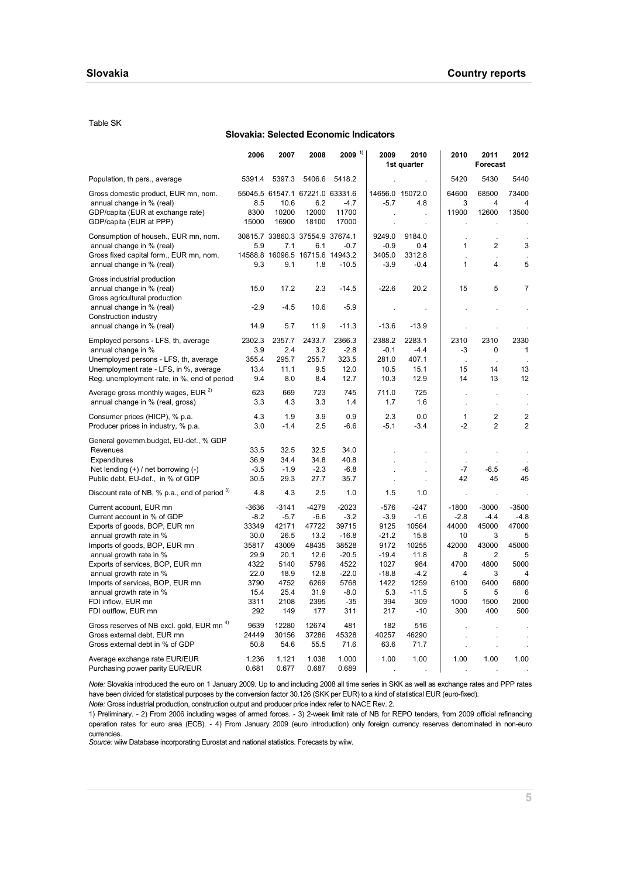Table SK

## Slovakia: Selected Economic Indicators

| | 2006 | 2007 | 2008 | 2009 1) | 2009 | 2010 | 2010 | 2011 | 2012 |
|---|---|---|---|---|---|---|---|---|---|
| | | | | | 1st quarter | | | Forecast | |
| Population, th pers., average | 5391.4 | 5397.3 | 5406.6 | 5418.2 | . | . | 5420 | 5430 | 5440 |
| Gross domestic product, EUR mn, nom. | 55045.5 | 61547.1 | 67221.0 | 63331.6 | 14656.0 | 15072.0 | 64600 | 68500 | 73400 |
| annual change in % (real) | 8.5 | 10.6 | 6.2 | -4.7 | -5.7 | 4.8 | 3 | 4 | 4 |
| GDP/capita (EUR at exchange rate) | 8300 | 10200 | 12000 | 11700 | . | . | 11900 | 12600 | 13500 |
| GDP/capita (EUR at PPP) | 15000 | 16900 | 18100 | 17000 | . | . | . | . | . |
| Consumption of househ., EUR mn, nom. | 30815.7 | 33860.3 | 37554.9 | 37674.1 | 9249.0 | 9184.0 | . | . | . |
| annual change in % (real) | 5.9 | 7.1 | 6.1 | -0.7 | -0.9 | 0.4 | 1 | 2 | 3 |
| Gross fixed capital form., EUR mn, nom. | 14588.8 | 16096.5 | 16715.6 | 14943.2 | 3405.0 | 3312.8 | . | . | . |
| annual change in % (real) | 9.3 | 9.1 | 1.8 | -10.5 | -3.9 | -0.4 | 1 | 4 | 5 |
| Gross industrial production | | | | | | | | | |
| annual change in % (real) | 15.0 | 17.2 | 2.3 | -14.5 | -22.6 | 20.2 | 15 | 5 | 7 |
| Gross agricultural production | | | | | | | | | |
| annual change in % (real) | -2.9 | -4.5 | 10.6 | -5.9 | . | . | . | . | . |
| Construction industry | | | | | | | | | |
| annual change in % (real) | 14.9 | 5.7 | 11.9 | -11.3 | -13.6 | -13.9 | . | . | . |
| Employed persons - LFS, th, average | 2302.3 | 2357.7 | 2433.7 | 2366.3 | 2388.2 | 2283.1 | 2310 | 2310 | 2330 |
| annual change in % | 3.9 | 2.4 | 3.2 | -2.8 | -0.1 | -4.4 | -3 | 0 | 1 |
| Unemployed persons - LFS, th, average | 355.4 | 295.7 | 255.7 | 323.5 | 281.0 | 407.1 | . | . | . |
| Unemployment rate - LFS, in %, average | 13.4 | 11.1 | 9.5 | 12.0 | 10.5 | 15.1 | 15 | 14 | 13 |
| Reg. unemployment rate, in %, end of period | 9.4 | 8.0 | 8.4 | 12.7 | 10.3 | 12.9 | 14 | 13 | 12 |
| Average gross monthly wages, EUR 2) | 623 | 669 | 723 | 745 | 711.0 | 725 | . | . | . |
| annual change in % (real, gross) | 3.3 | 4.3 | 3.3 | 1.4 | 1.7 | 1.6 | . | . | . |
| Consumer prices (HICP), % p.a. | 4.3 | 1.9 | 3.9 | 0.9 | 2.3 | 0.0 | 1 | 2 | 2 |
| Producer prices in industry, % p.a. | 3.0 | -1.4 | 2.5 | -6.6 | -5.1 | -3.4 | -2 | 2 | 2 |
| General governm.budget, EU-def., % GDP | | | | | | | | | |
| Revenues | 33.5 | 32.5 | 32.5 | 34.0 | . | . | . | . | . |
| Expenditures | 36.9 | 34.4 | 34.8 | 40.8 | . | . | . | . | . |
| Net lending (+) / net borrowing (-) | -3.5 | -1.9 | -2.3 | -6.8 | . | . | -7 | -6.5 | -6 |
| Public debt, EU-def., in % of GDP | 30.5 | 29.3 | 27.7 | 35.7 | . | . | 42 | 45 | 45 |
| Discount rate of NB, % p.a., end of period 3) | 4.8 | 4.3 | 2.5 | 1.0 | 1.5 | 1.0 | . | . | . |
| Current account, EUR mn | -3636 | -3141 | -4279 | -2023 | -576 | -247 | -1800 | -3000 | -3500 |
| Current account in % of GDP | -8.2 | -5.7 | -6.6 | -3.2 | -3.9 | -1.6 | -2.8 | -4.4 | -4.8 |
| Exports of goods, BOP, EUR mn | 33349 | 42171 | 47722 | 39715 | 9125 | 10564 | 44000 | 45000 | 47000 |
| annual growth rate in % | 30.0 | 26.5 | 13.2 | -16.8 | -21.2 | 15.8 | 10 | 3 | 5 |
| Imports of goods, BOP, EUR mn | 35817 | 43009 | 48435 | 38528 | 9172 | 10255 | 42000 | 43000 | 45000 |
| annual growth rate in % | 29.9 | 20.1 | 12.6 | -20.5 | -19.4 | 11.8 | 8 | 2 | 5 |
| Exports of services, BOP, EUR mn | 4322 | 5140 | 5796 | 4522 | 1027 | 984 | 4700 | 4800 | 5000 |
| annual growth rate in % | 22.0 | 18.9 | 12.8 | -22.0 | -18.8 | -4.2 | 4 | 3 | 4 |
| Imports of services, BOP, EUR mn | 3790 | 4752 | 6269 | 5768 | 1422 | 1259 | 6100 | 6400 | 6800 |
| annual growth rate in % | 15.4 | 25.4 | 31.9 | -8.0 | 5.3 | -11.5 | 5 | 5 | 6 |
| FDI inflow, EUR mn | 3311 | 2108 | 2395 | -35 | 394 | 309 | 1000 | 1500 | 2000 |
| FDI outflow, EUR mn | 292 | 149 | 177 | 311 | 217 | -10 | 300 | 400 | 500 |
| Gross reserves of NB excl. gold, EUR mn 4) | 9639 | 12280 | 12674 | 481 | 182 | 516 | . | . | . |
| Gross external debt, EUR mn | 24449 | 30156 | 37286 | 45328 | 40257 | 46290 | . | . | . |
| Gross external debt in % of GDP | 50.8 | 54.6 | 55.5 | 71.6 | 63.6 | 71.7 | . | . | . |
| Average exchange rate EUR/EUR | 1.236 | 1.121 | 1.038 | 1.000 | 1.00 | 1.00 | 1.00 | 1.00 | 1.00 |
| Purchasing power parity EUR/EUR | 0.681 | 0.677 | 0.687 | 0.689 | . | . | . | . | . |

*Note:* Slovakia introduced the euro on 1 January 2009. Up to and including 2008 all time series in SKK as well as exchange rates and PPP rates have been divided for statistical purposes by the conversion factor 30.126 (SKK per EUR) to a kind of statistical EUR (euro-fixed).

*Note:* Gross industrial production, construction output and producer price index refer to NACE Rev. 2.

1) Preliminary. - 2) From 2006 including wages of armed forces. - 3) 2-week limit rate of NB for REPO tenders, from 2009 official refinancing operation rates for euro area (ECB). - 4) From January 2009 (euro introduction) only foreign currency reserves denominated in non-euro currencies.

*Source:* wiiw Database incorporating Eurostat and national statistics. Forecasts by wiiw.